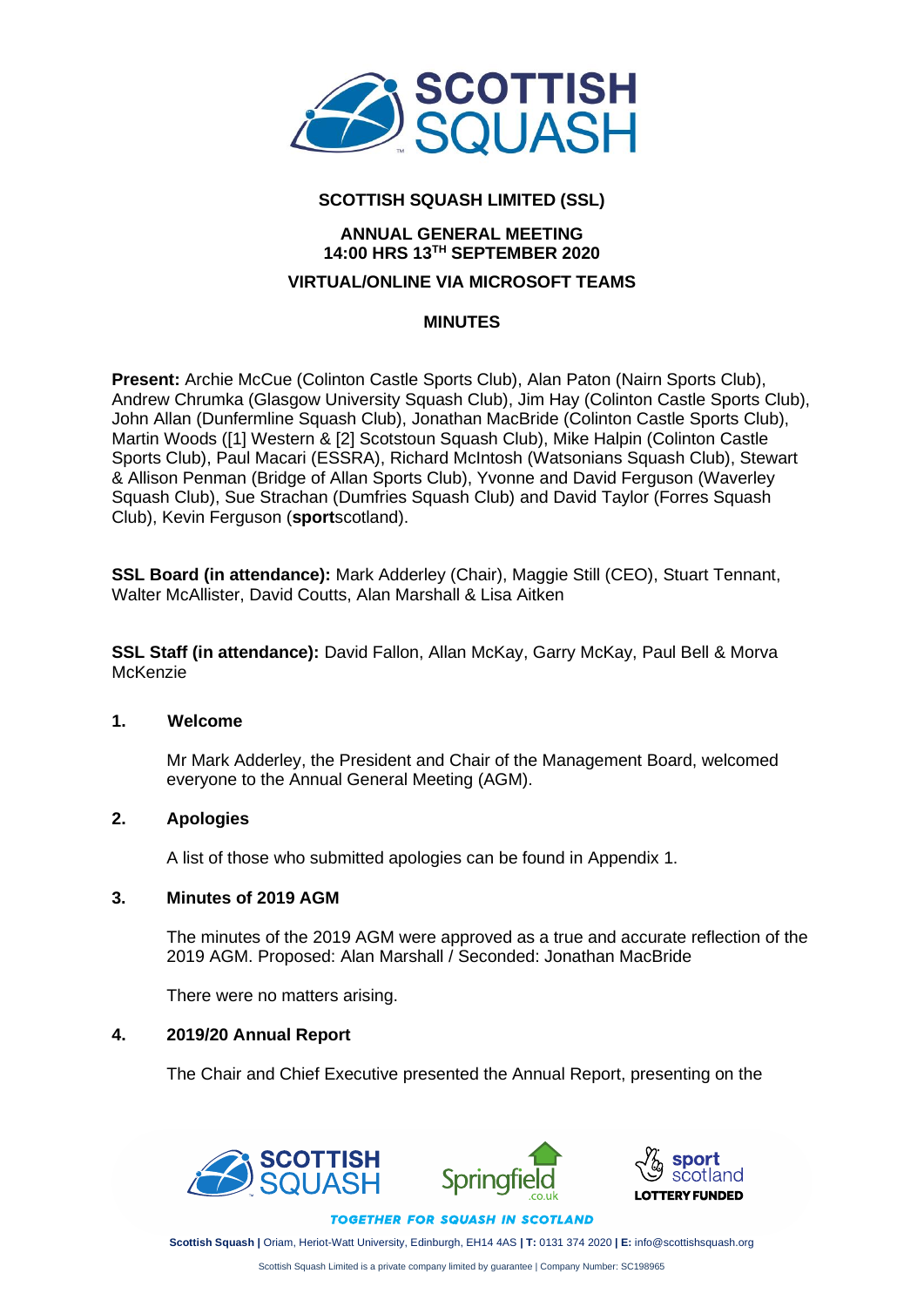**SCOTTISH SQUASH LIMITED (SSL)**

**ANNUAL GENERAL MEETING**
**14:00 HRS 13TH SEPTEMBER 2020**

**VIRTUAL/ONLINE VIA MICROSOFT TEAMS**

**MINUTES**

**Present:** Archie McCue (Colinton Castle Sports Club), Alan Paton (Nairn Sports Club), Andrew Chrumka (Glasgow University Squash Club), Jim Hay (Colinton Castle Sports Club), John Allan (Dunfermline Squash Club), Jonathan MacBride (Colinton Castle Sports Club), Martin Woods ([1] Western & [2] Scotstoun Squash Club), Mike Halpin (Colinton Castle Sports Club), Paul Macari (ESSRA), Richard McIntosh (Watsonians Squash Club), Stewart & Allison Penman (Bridge of Allan Sports Club), Yvonne and David Ferguson (Waverley Squash Club), Sue Strachan (Dumfries Squash Club) and David Taylor (Forres Squash Club), Kevin Ferguson (**sport**scotland).

**SSL Board (in attendance):** Mark Adderley (Chair), Maggie Still (CEO), Stuart Tennant, Walter McAllister, David Coutts, Alan Marshall & Lisa Aitken

**SSL Staff (in attendance):** David Fallon, Allan McKay, Garry McKay, Paul Bell & Morva McKenzie

## 1. Welcome

Mr Mark Adderley, the President and Chair of the Management Board, welcomed everyone to the Annual General Meeting (AGM).

## 2. Apologies

A list of those who submitted apologies can be found in Appendix 1.

## 3. Minutes of 2019 AGM

The minutes of the 2019 AGM were approved as a true and accurate reflection of the 2019 AGM. Proposed: Alan Marshall / Seconded: Jonathan MacBride

There were no matters arising.

## 4. 2019/20 Annual Report

The Chair and Chief Executive presented the Annual Report, presenting on the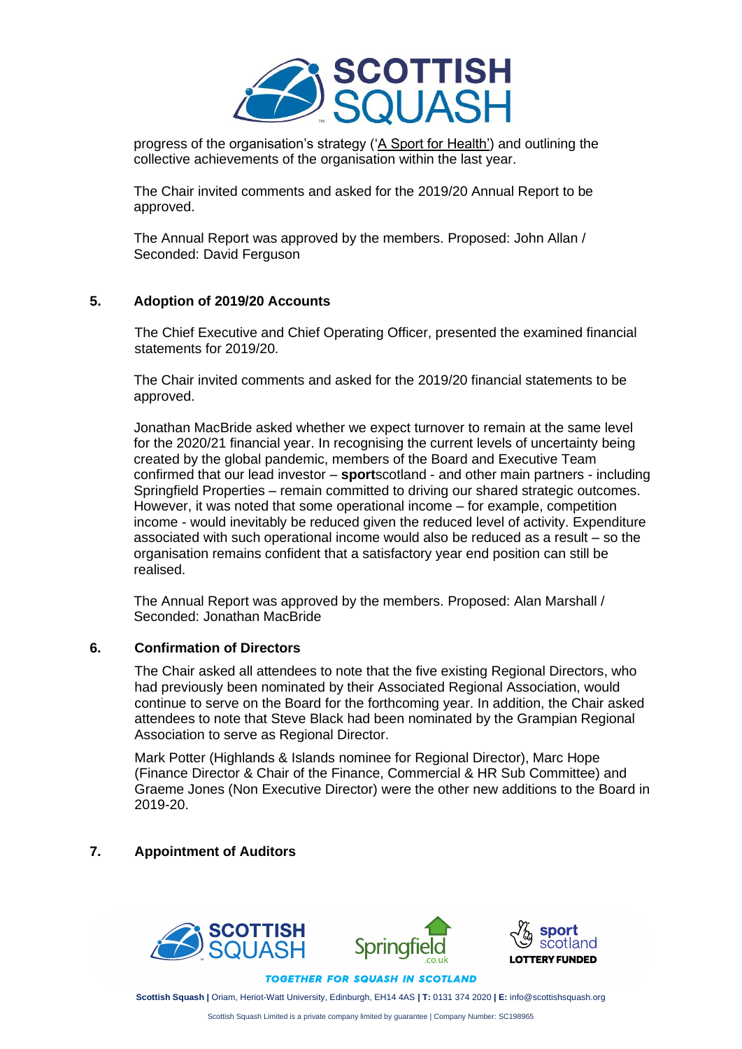progress of the organisation's strategy ('A Sport for Health') and outlining the collective achievements of the organisation within the last year.

The Chair invited comments and asked for the 2019/20 Annual Report to be approved.

The Annual Report was approved by the members. Proposed: John Allan / Seconded: David Ferguson

## 5. Adoption of 2019/20 Accounts

The Chief Executive and Chief Operating Officer, presented the examined financial statements for 2019/20.

The Chair invited comments and asked for the 2019/20 financial statements to be approved.

Jonathan MacBride asked whether we expect turnover to remain at the same level for the 2020/21 financial year. In recognising the current levels of uncertainty being created by the global pandemic, members of the Board and Executive Team confirmed that our lead investor – **sport**scotland - and other main partners - including Springfield Properties – remain committed to driving our shared strategic outcomes. However, it was noted that some operational income – for example, competition income - would inevitably be reduced given the reduced level of activity. Expenditure associated with such operational income would also be reduced as a result – so the organisation remains confident that a satisfactory year end position can still be realised.

The Annual Report was approved by the members. Proposed: Alan Marshall / Seconded: Jonathan MacBride

## 6. Confirmation of Directors

The Chair asked all attendees to note that the five existing Regional Directors, who had previously been nominated by their Associated Regional Association, would continue to serve on the Board for the forthcoming year. In addition, the Chair asked attendees to note that Steve Black had been nominated by the Grampian Regional Association to serve as Regional Director.

Mark Potter (Highlands & Islands nominee for Regional Director), Marc Hope (Finance Director & Chair of the Finance, Commercial & HR Sub Committee) and Graeme Jones (Non Executive Director) were the other new additions to the Board in 2019-20.

## 7. Appointment of Auditors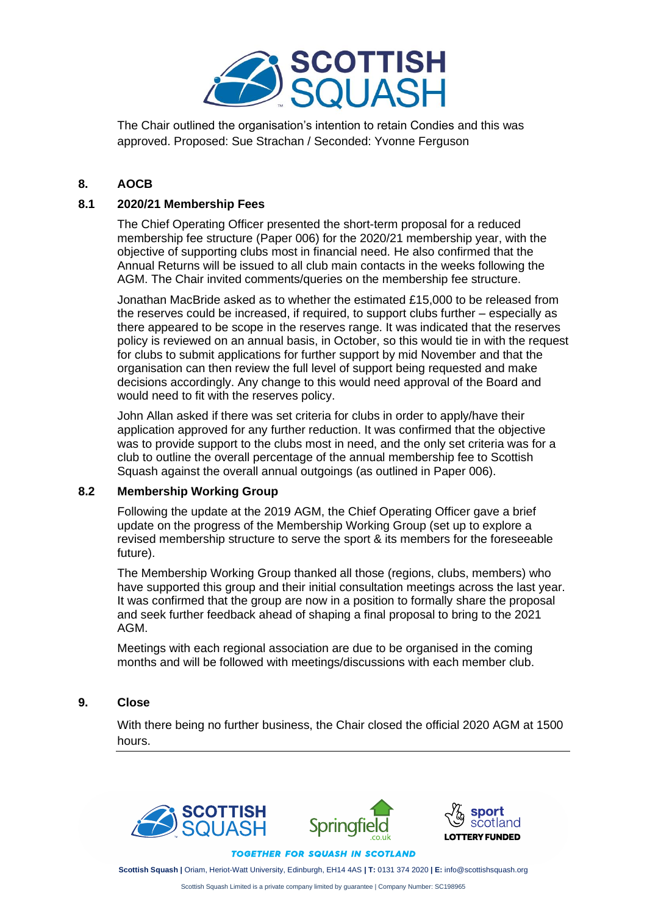The Chair outlined the organisation's intention to retain Condies and this was approved. Proposed: Sue Strachan / Seconded: Yvonne Ferguson

## 8. AOCB

### 8.1 2020/21 Membership Fees

The Chief Operating Officer presented the short-term proposal for a reduced membership fee structure (Paper 006) for the 2020/21 membership year, with the objective of supporting clubs most in financial need. He also confirmed that the Annual Returns will be issued to all club main contacts in the weeks following the AGM. The Chair invited comments/queries on the membership fee structure.

Jonathan MacBride asked as to whether the estimated £15,000 to be released from the reserves could be increased, if required, to support clubs further – especially as there appeared to be scope in the reserves range. It was indicated that the reserves policy is reviewed on an annual basis, in October, so this would tie in with the request for clubs to submit applications for further support by mid November and that the organisation can then review the full level of support being requested and make decisions accordingly. Any change to this would need approval of the Board and would need to fit with the reserves policy.

John Allan asked if there was set criteria for clubs in order to apply/have their application approved for any further reduction. It was confirmed that the objective was to provide support to the clubs most in need, and the only set criteria was for a club to outline the overall percentage of the annual membership fee to Scottish Squash against the overall annual outgoings (as outlined in Paper 006).

### 8.2 Membership Working Group

Following the update at the 2019 AGM, the Chief Operating Officer gave a brief update on the progress of the Membership Working Group (set up to explore a revised membership structure to serve the sport & its members for the foreseeable future).

The Membership Working Group thanked all those (regions, clubs, members) who have supported this group and their initial consultation meetings across the last year. It was confirmed that the group are now in a position to formally share the proposal and seek further feedback ahead of shaping a final proposal to bring to the 2021 AGM.

Meetings with each regional association are due to be organised in the coming months and will be followed with meetings/discussions with each member club.

## 9. Close

With there being no further business, the Chair closed the official 2020 AGM at 1500 hours.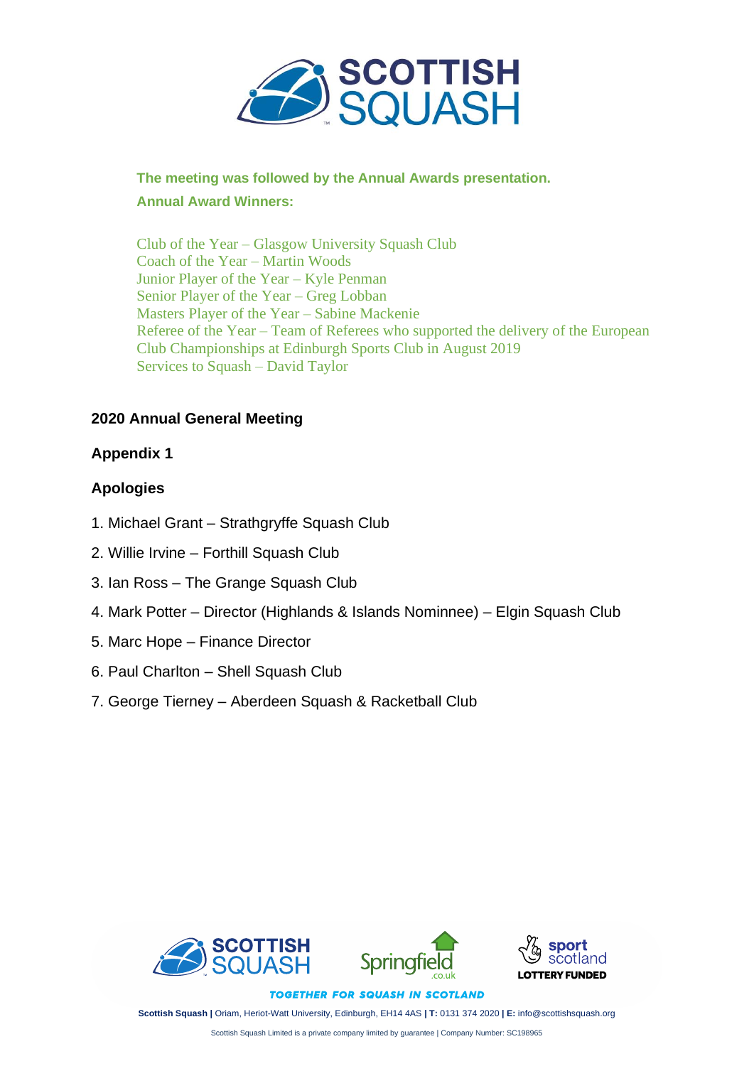**The meeting was followed by the Annual Awards presentation.**

**Annual Award Winners:**

Club of the Year – Glasgow University Squash Club
Coach of the Year – Martin Woods
Junior Player of the Year – Kyle Penman
Senior Player of the Year – Greg Lobban
Masters Player of the Year – Sabine Mackenie
Referee of the Year – Team of Referees who supported the delivery of the European Club Championships at Edinburgh Sports Club in August 2019
Services to Squash – David Taylor

## 2020 Annual General Meeting

## Appendix 1

## Apologies

1. Michael Grant – Strathgryffe Squash Club
2. Willie Irvine – Forthill Squash Club
3. Ian Ross – The Grange Squash Club
4. Mark Potter – Director (Highlands & Islands Nominnee) – Elgin Squash Club
5. Marc Hope – Finance Director
6. Paul Charlton – Shell Squash Club
7. George Tierney – Aberdeen Squash & Racketball Club